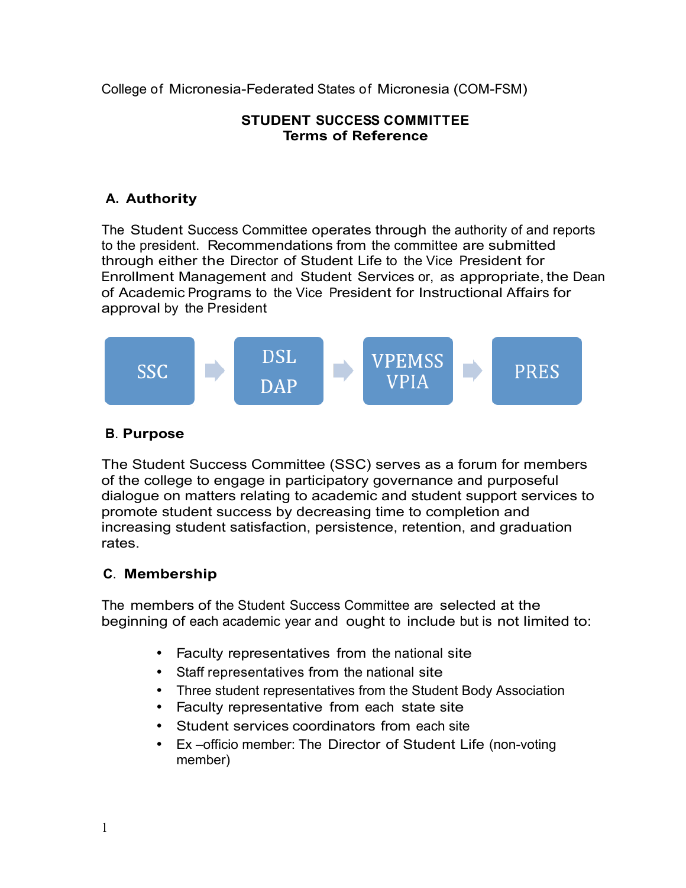College of Micronesia-Federated States of Micronesia (COM-FSM)

# STUDENT SUCCESS COMMITTEE
## Terms of Reference

### A. Authority

The Student Success Committee operates through the authority of and reports to the president. Recommendations from the committee are submitted through either the Director of Student Life to the Vice President for Enrollment Management and Student Services or, as appropriate, the Dean of Academic Programs to the Vice President for Instructional Affairs for approval by the President

SSC → DSL / DAP → VPEMSS / VPIA → PRES

### B. Purpose

The Student Success Committee (SSC) serves as a forum for members of the college to engage in participatory governance and purposeful dialogue on matters relating to academic and student support services to promote student success by decreasing time to completion and increasing student satisfaction, persistence, retention, and graduation rates.

### C. Membership

The members of the Student Success Committee are selected at the beginning of each academic year and ought to include but is not limited to:

- Faculty representatives from the national site
- Staff representatives from the national site
- Three student representatives from the Student Body Association
- Faculty representative from each state site
- Student services coordinators from each site
- Ex –officio member: The Director of Student Life (non-voting member)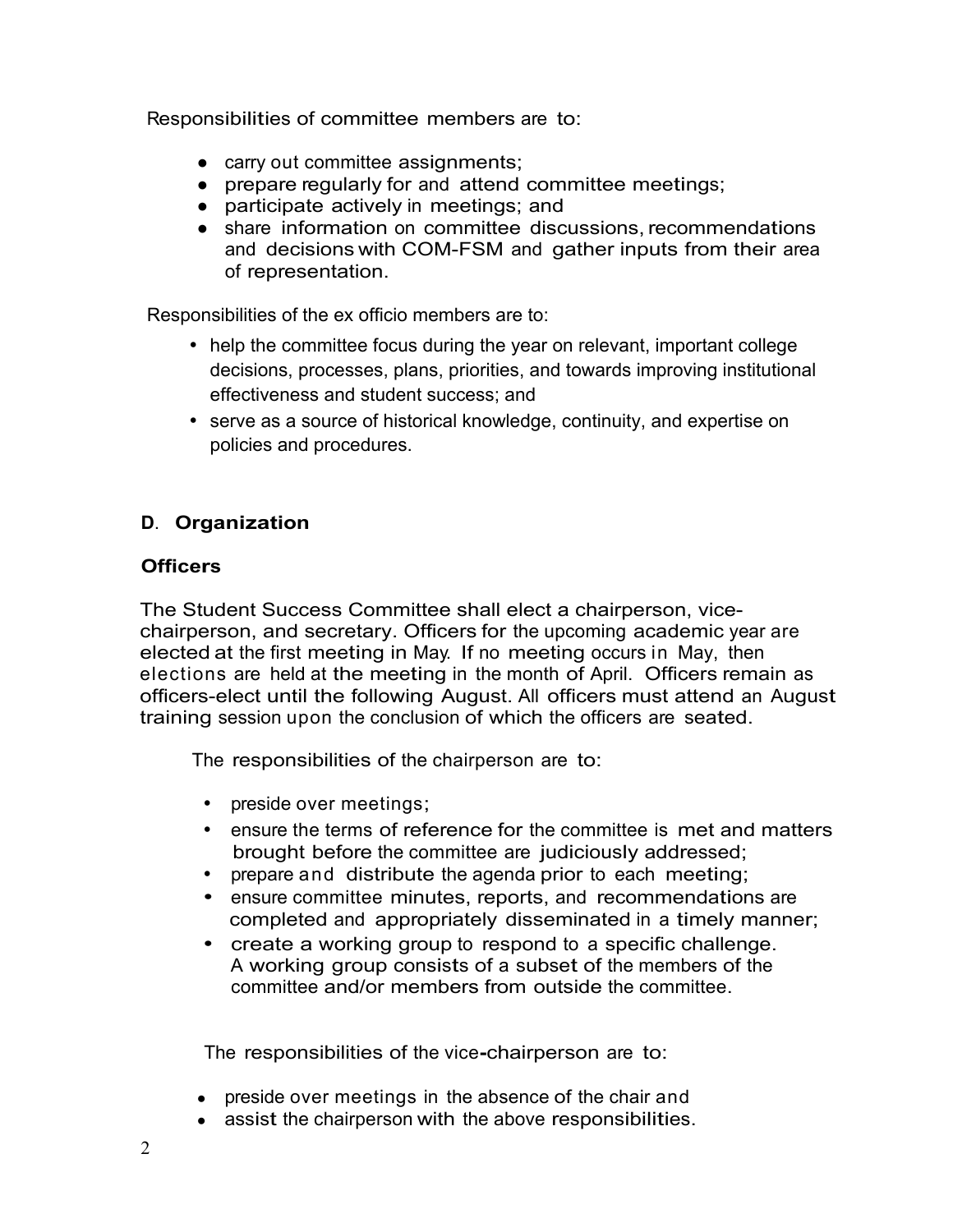Responsibilities of committee members are to:

- carry out committee assignments;
- prepare regularly for and attend committee meetings;
- participate actively in meetings; and
- share information on committee discussions, recommendations and decisions with COM-FSM and gather inputs from their area of representation.

Responsibilities of the ex officio members are to:

- help the committee focus during the year on relevant, important college decisions, processes, plans, priorities, and towards improving institutional effectiveness and student success; and
- serve as a source of historical knowledge, continuity, and expertise on policies and procedures.

## D. Organization

### Officers

The Student Success Committee shall elect a chairperson, vice-chairperson, and secretary. Officers for the upcoming academic year are elected at the first meeting in May. If no meeting occurs in May, then elections are held at the meeting in the month of April. Officers remain as officers-elect until the following August. All officers must attend an August training session upon the conclusion of which the officers are seated.

The responsibilities of the chairperson are to:

- preside over meetings;
- ensure the terms of reference for the committee is met and matters brought before the committee are judiciously addressed;
- prepare and distribute the agenda prior to each meeting;
- ensure committee minutes, reports, and recommendations are completed and appropriately disseminated in a timely manner;
- create a working group to respond to a specific challenge. A working group consists of a subset of the members of the committee and/or members from outside the committee.

The responsibilities of the vice-chairperson are to:

- preside over meetings in the absence of the chair and
- assist the chairperson with the above responsibilities.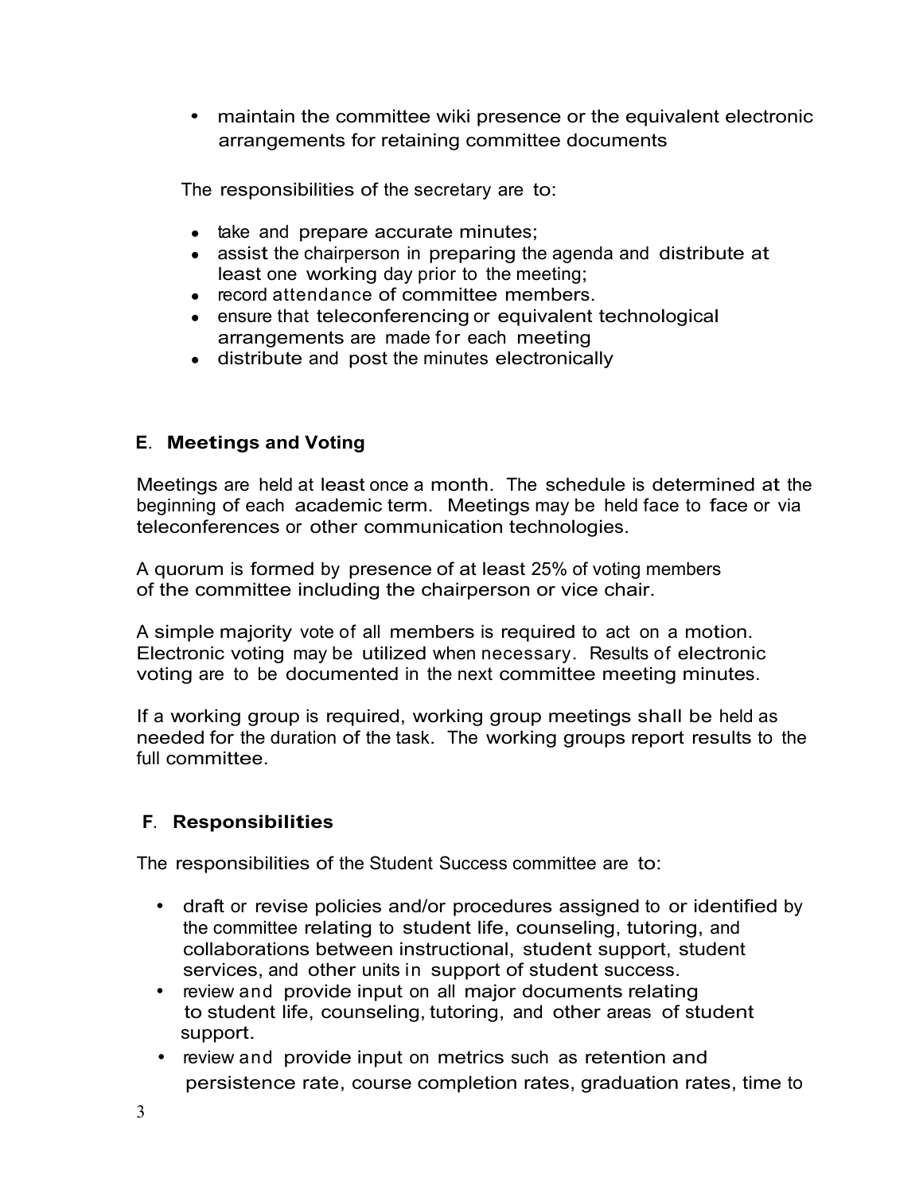- maintain the committee wiki presence or the equivalent electronic arrangements for retaining committee documents

The responsibilities of the secretary are to:

- take and prepare accurate minutes;
- assist the chairperson in preparing the agenda and distribute at least one working day prior to the meeting;
- record attendance of committee members.
- ensure that teleconferencing or equivalent technological arrangements are made for each meeting
- distribute and post the minutes electronically

### E. Meetings and Voting

Meetings are held at least once a month. The schedule is determined at the beginning of each academic term. Meetings may be held face to face or via teleconferences or other communication technologies.

A quorum is formed by presence of at least 25% of voting members of the committee including the chairperson or vice chair.

A simple majority vote of all members is required to act on a motion. Electronic voting may be utilized when necessary. Results of electronic voting are to be documented in the next committee meeting minutes.

If a working group is required, working group meetings shall be held as needed for the duration of the task. The working groups report results to the full committee.

### F. Responsibilities

The responsibilities of the Student Success committee are to:

- draft or revise policies and/or procedures assigned to or identified by the committee relating to student life, counseling, tutoring, and collaborations between instructional, student support, student services, and other units in support of student success.
- review and provide input on all major documents relating to student life, counseling, tutoring, and other areas of student support.
- review and provide input on metrics such as retention and persistence rate, course completion rates, graduation rates, time to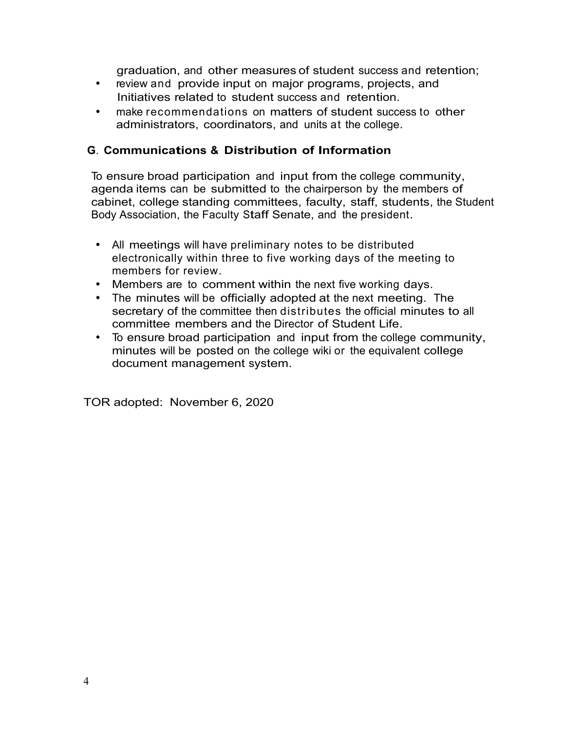graduation, and other measures of student success and retention;

- review and provide input on major programs, projects, and Initiatives related to student success and retention.
- make recommendations on matters of student success to other administrators, coordinators, and units at the college.

### G. Communications & Distribution of Information

To ensure broad participation and input from the college community, agenda items can be submitted to the chairperson by the members of cabinet, college standing committees, faculty, staff, students, the Student Body Association, the Faculty Staff Senate, and the president.

- All meetings will have preliminary notes to be distributed electronically within three to five working days of the meeting to members for review.
- Members are to comment within the next five working days.
- The minutes will be officially adopted at the next meeting. The secretary of the committee then distributes the official minutes to all committee members and the Director of Student Life.
- To ensure broad participation and input from the college community, minutes will be posted on the college wiki or the equivalent college document management system.

TOR adopted: November 6, 2020